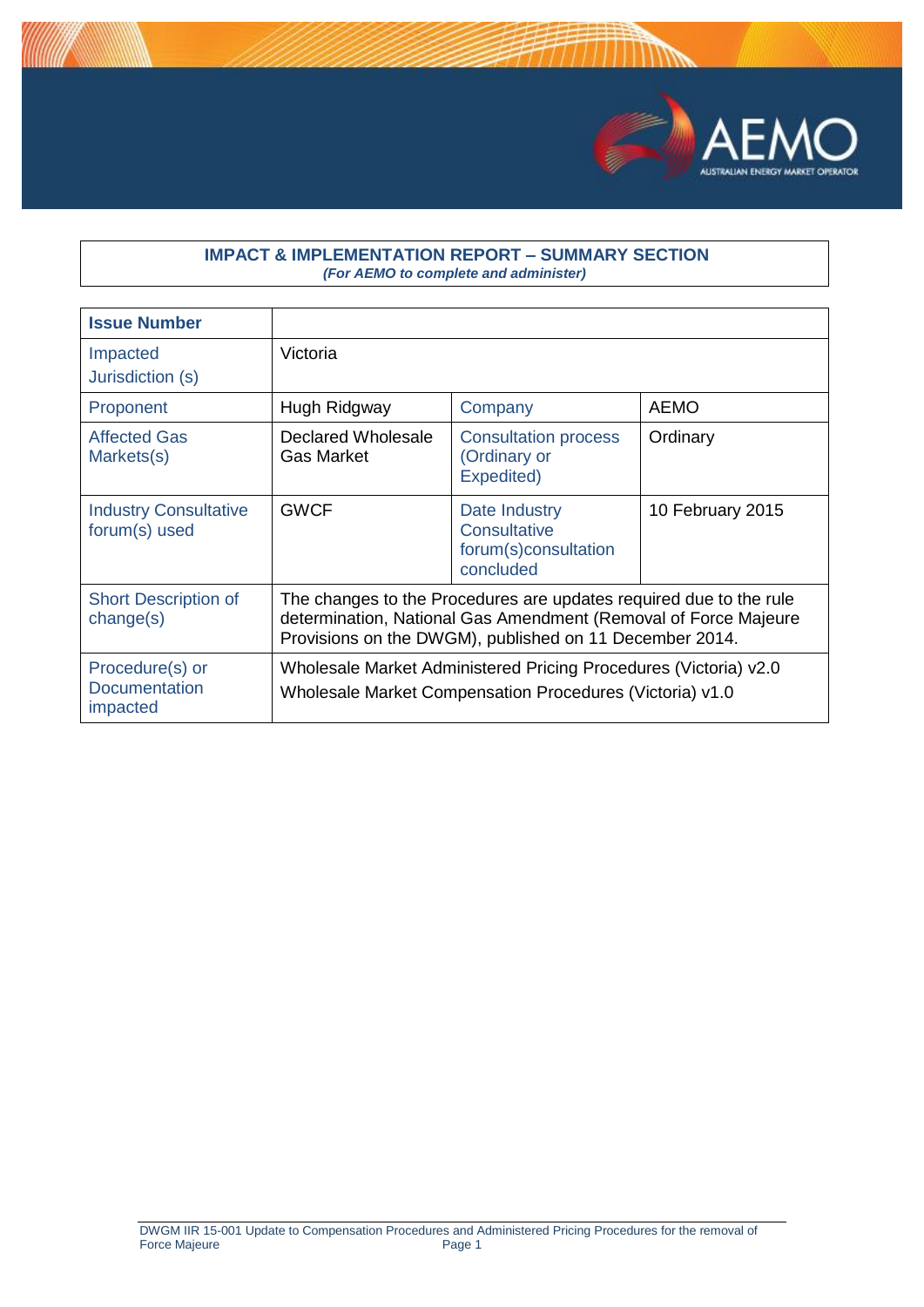**IMPACT & IMPLEMENTATION REPORT – SUMMARY SECTION**
*(For AEMO to complete and administer)*

| **Issue Number** | | | |
|---|---|---|---|
| Impacted Jurisdiction (s) | Victoria | | |
| Proponent | Hugh Ridgway | Company | AEMO |
| Affected Gas Markets(s) | Declared Wholesale Gas Market | Consultation process (Ordinary or Expedited) | Ordinary |
| Industry Consultative forum(s) used | GWCF | Date Industry Consultative forum(s)consultation concluded | 10 February 2015 |
| Short Description of change(s) | The changes to the Procedures are updates required due to the rule determination, National Gas Amendment (Removal of Force Majeure Provisions on the DWGM), published on 11 December 2014. | | |
| Procedure(s) or Documentation impacted | Wholesale Market Administered Pricing Procedures (Victoria) v2.0<br>Wholesale Market Compensation Procedures (Victoria) v1.0 | | |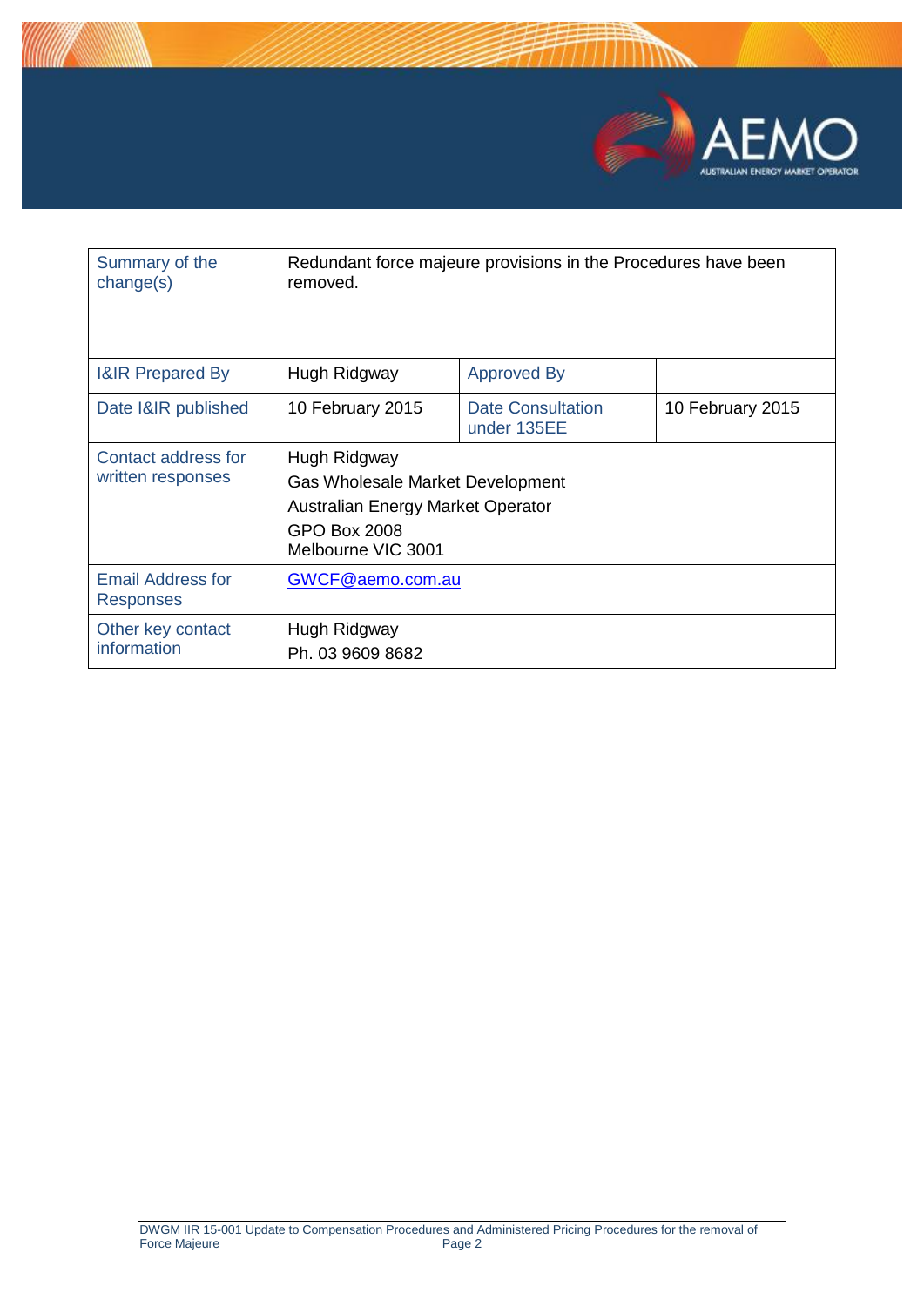| | | | |
|---|---|---|---|
| Summary of the change(s) | Redundant force majeure provisions in the Procedures have been removed. | | |
| I&IR Prepared By | Hugh Ridgway | Approved By | |
| Date I&IR published | 10 February 2015 | Date Consultation under 135EE | 10 February 2015 |
| Contact address for written responses | Hugh Ridgway<br>Gas Wholesale Market Development<br>Australian Energy Market Operator<br>GPO Box 2008<br>Melbourne VIC 3001 | | |
| Email Address for Responses | GWCF@aemo.com.au | | |
| Other key contact information | Hugh Ridgway<br>Ph. 03 9609 8682 | | |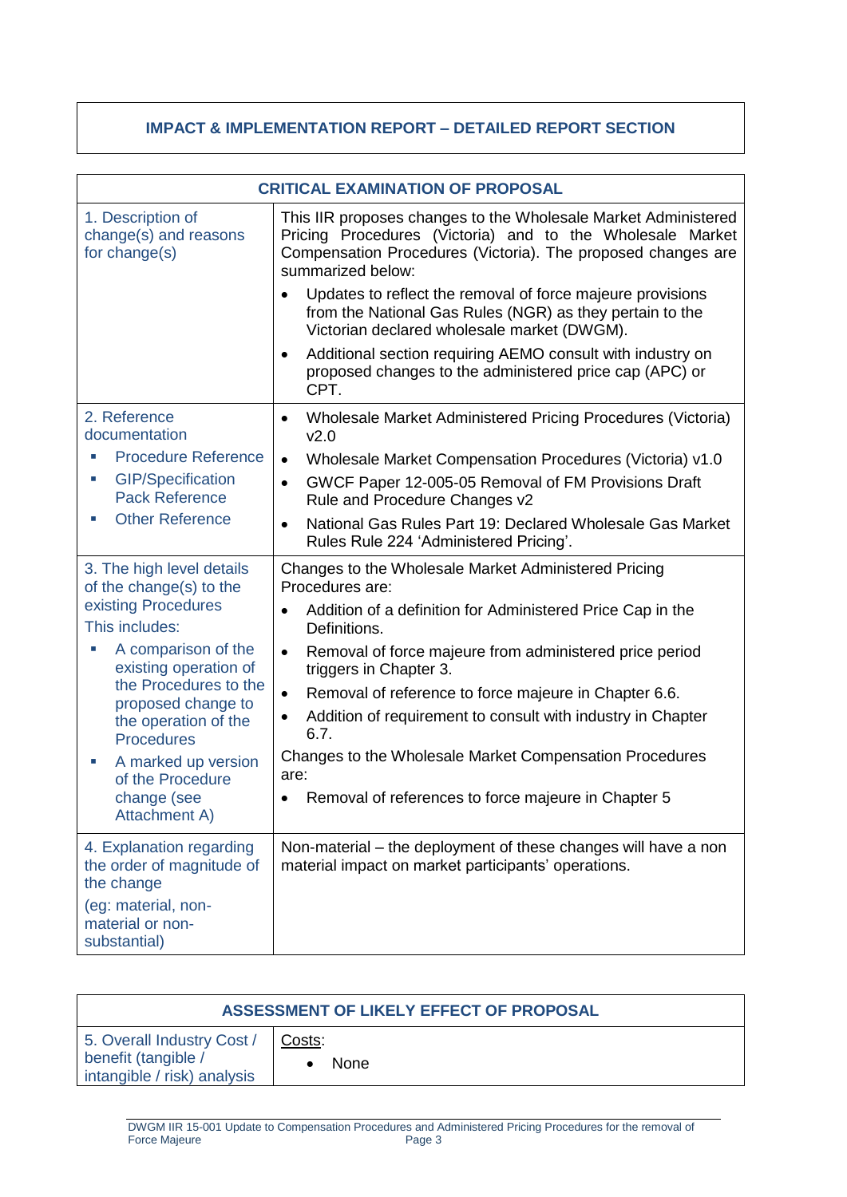## IMPACT & IMPLEMENTATION REPORT – DETAILED REPORT SECTION

| CRITICAL EXAMINATION OF PROPOSAL | |
|---|---|
| 1. Description of change(s) and reasons for change(s) | This IIR proposes changes to the Wholesale Market Administered Pricing Procedures (Victoria) and to the Wholesale Market Compensation Procedures (Victoria). The proposed changes are summarized below:<br>• Updates to reflect the removal of force majeure provisions from the National Gas Rules (NGR) as they pertain to the Victorian declared wholesale market (DWGM).<br>• Additional section requiring AEMO consult with industry on proposed changes to the administered price cap (APC) or CPT. |
| 2. Reference documentation<br>▪ Procedure Reference<br>▪ GIP/Specification Pack Reference<br>▪ Other Reference | • Wholesale Market Administered Pricing Procedures (Victoria) v2.0<br>• Wholesale Market Compensation Procedures (Victoria) v1.0<br>• GWCF Paper 12-005-05 Removal of FM Provisions Draft Rule and Procedure Changes v2<br>• National Gas Rules Part 19: Declared Wholesale Gas Market Rules Rule 224 'Administered Pricing'. |
| 3. The high level details of the change(s) to the existing Procedures<br>This includes:<br>▪ A comparison of the existing operation of the Procedures to the proposed change to the operation of the Procedures<br>▪ A marked up version of the Procedure change (see Attachment A) | Changes to the Wholesale Market Administered Pricing Procedures are:<br>• Addition of a definition for Administered Price Cap in the Definitions.<br>• Removal of force majeure from administered price period triggers in Chapter 3.<br>• Removal of reference to force majeure in Chapter 6.6.<br>• Addition of requirement to consult with industry in Chapter 6.7.<br>Changes to the Wholesale Market Compensation Procedures are:<br>• Removal of references to force majeure in Chapter 5 |
| 4. Explanation regarding the order of magnitude of the change<br>(eg: material, non-material or non-substantial) | Non-material – the deployment of these changes will have a non material impact on market participants' operations. |

| ASSESSMENT OF LIKELY EFFECT OF PROPOSAL | |
|---|---|
| 5. Overall Industry Cost / benefit (tangible / intangible / risk) analysis | Costs:<br>• None |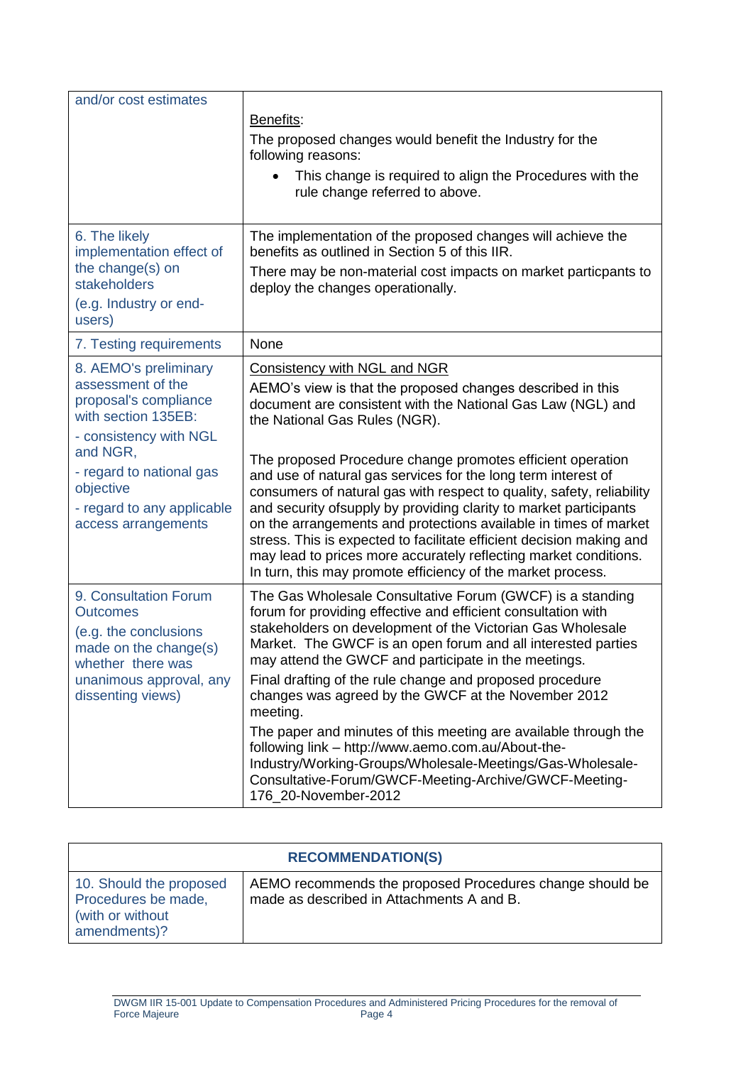| | |
|---|---|
| and/or cost estimates | <u>Benefits</u>:<br>The proposed changes would benefit the Industry for the following reasons:<br>• This change is required to align the Procedures with the rule change referred to above. |
| 6. The likely implementation effect of the change(s) on stakeholders<br>(e.g. Industry or end-users) | The implementation of the proposed changes will achieve the benefits as outlined in Section 5 of this IIR.<br>There may be non-material cost impacts on market particpants to deploy the changes operationally. |
| 7. Testing requirements | None |
| 8. AEMO's preliminary assessment of the proposal's compliance with section 135EB:<br>- consistency with NGL and NGR,<br>- regard to national gas objective<br>- regard to any applicable access arrangements | <u>Consistency with NGL and NGR</u><br>AEMO's view is that the proposed changes described in this document are consistent with the National Gas Law (NGL) and the National Gas Rules (NGR).<br><br>The proposed Procedure change promotes efficient operation and use of natural gas services for the long term interest of consumers of natural gas with respect to quality, safety, reliability and security ofsupply by providing clarity to market participants on the arrangements and protections available in times of market stress. This is expected to facilitate efficient decision making and may lead to prices more accurately reflecting market conditions. In turn, this may promote efficiency of the market process. |
| 9. Consultation Forum Outcomes<br>(e.g. the conclusions made on the change(s) whether there was unanimous approval, any dissenting views) | The Gas Wholesale Consultative Forum (GWCF) is a standing forum for providing effective and efficient consultation with stakeholders on development of the Victorian Gas Wholesale Market. The GWCF is an open forum and all interested parties may attend the GWCF and participate in the meetings.<br>Final drafting of the rule change and proposed procedure changes was agreed by the GWCF at the November 2012 meeting.<br>The paper and minutes of this meeting are available through the following link – http://www.aemo.com.au/About-the-Industry/Working-Groups/Wholesale-Meetings/Gas-Wholesale-Consultative-Forum/GWCF-Meeting-Archive/GWCF-Meeting-176_20-November-2012 |

| **RECOMMENDATION(S)** | |
|---|---|
| 10. Should the proposed Procedures be made, (with or without amendments)? | AEMO recommends the proposed Procedures change should be made as described in Attachments A and B. |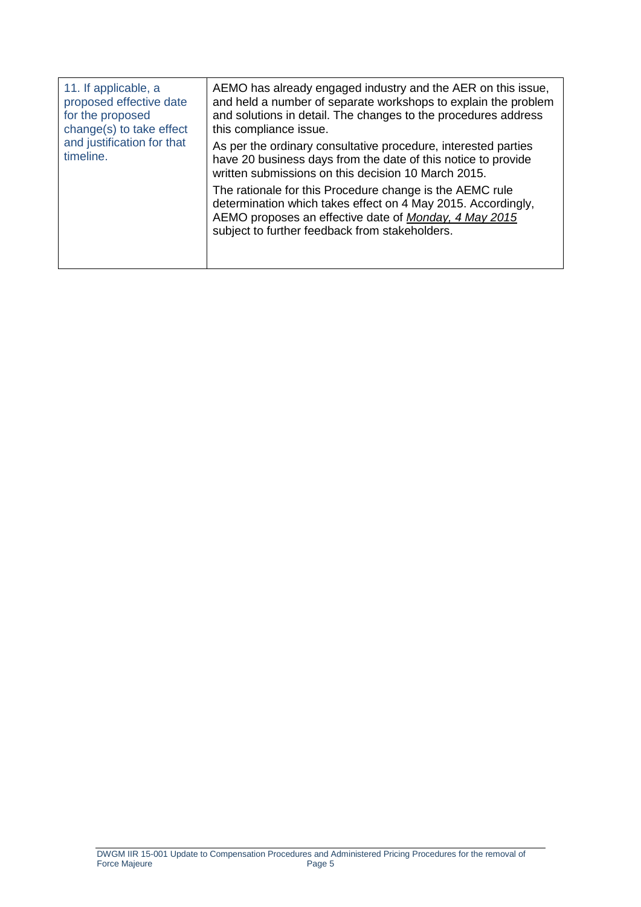| | |
|---|---|
| 11. If applicable, a proposed effective date for the proposed change(s) to take effect and justification for that timeline. | AEMO has already engaged industry and the AER on this issue, and held a number of separate workshops to explain the problem and solutions in detail. The changes to the procedures address this compliance issue.<br><br>As per the ordinary consultative procedure, interested parties have 20 business days from the date of this notice to provide written submissions on this decision 10 March 2015.<br><br>The rationale for this Procedure change is the AEMC rule determination which takes effect on 4 May 2015. Accordingly, AEMO proposes an effective date of *Monday, 4 May 2015* subject to further feedback from stakeholders. |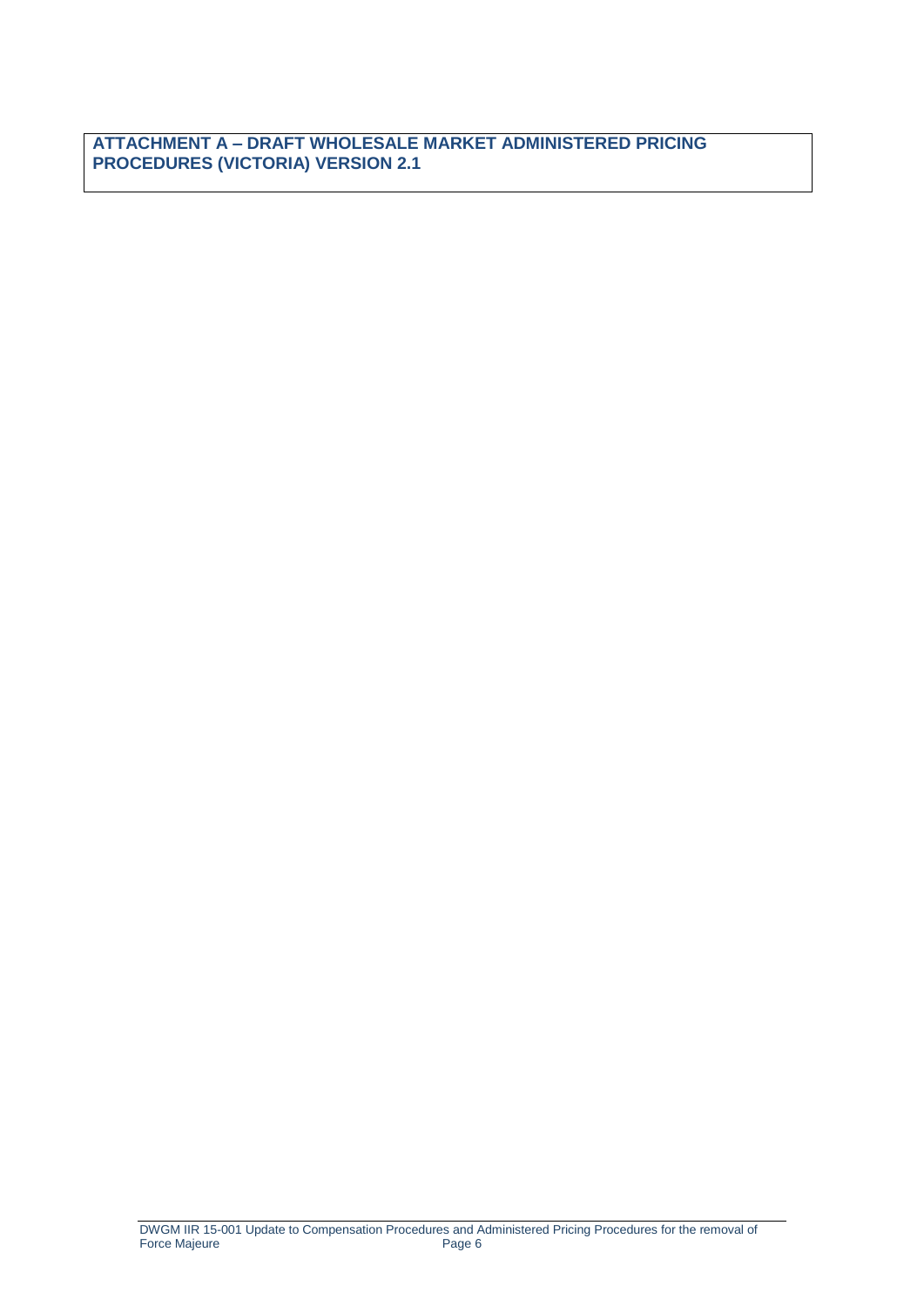## ATTACHMENT A – DRAFT WHOLESALE MARKET ADMINISTERED PRICING PROCEDURES (VICTORIA) VERSION 2.1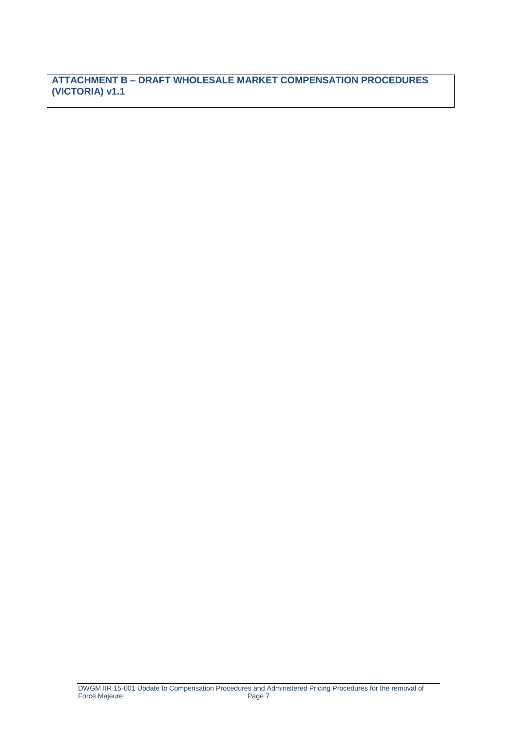## ATTACHMENT B – DRAFT WHOLESALE MARKET COMPENSATION PROCEDURES (VICTORIA) v1.1